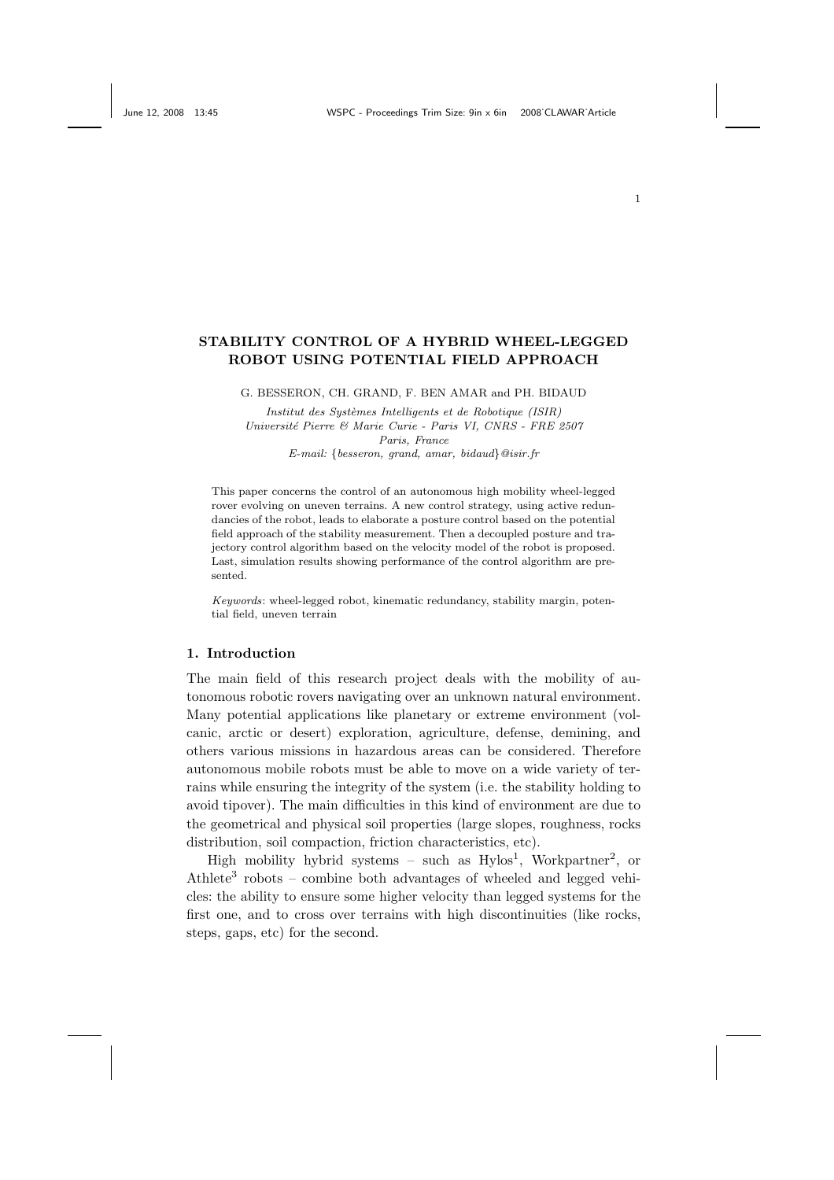# STABILITY CONTROL OF A HYBRID WHEEL-LEGGED ROBOT USING POTENTIAL FIELD APPROACH

G. BESSERON, CH. GRAND, F. BEN AMAR and PH. BIDAUD

*Institut des Systèmes Intelligents et de Robotique (ISIR)*
*Université Pierre & Marie Curie - Paris VI, CNRS - FRE 2507*
*Paris, France*
*E-mail: {besseron, grand, amar, bidaud}@isir.fr*

This paper concerns the control of an autonomous high mobility wheel-legged rover evolving on uneven terrains. A new control strategy, using active redundancies of the robot, leads to elaborate a posture control based on the potential field approach of the stability measurement. Then a decoupled posture and trajectory control algorithm based on the velocity model of the robot is proposed. Last, simulation results showing performance of the control algorithm are presented.

*Keywords*: wheel-legged robot, kinematic redundancy, stability margin, potential field, uneven terrain

## 1. Introduction

The main field of this research project deals with the mobility of autonomous robotic rovers navigating over an unknown natural environment. Many potential applications like planetary or extreme environment (volcanic, arctic or desert) exploration, agriculture, defense, demining, and others various missions in hazardous areas can be considered. Therefore autonomous mobile robots must be able to move on a wide variety of terrains while ensuring the integrity of the system (i.e. the stability holding to avoid tipover). The main difficulties in this kind of environment are due to the geometrical and physical soil properties (large slopes, roughness, rocks distribution, soil compaction, friction characteristics, etc).

High mobility hybrid systems – such as Hylos[1], Workpartner[2], or Athlete[3] robots – combine both advantages of wheeled and legged vehicles: the ability to ensure some higher velocity than legged systems for the first one, and to cross over terrains with high discontinuities (like rocks, steps, gaps, etc) for the second.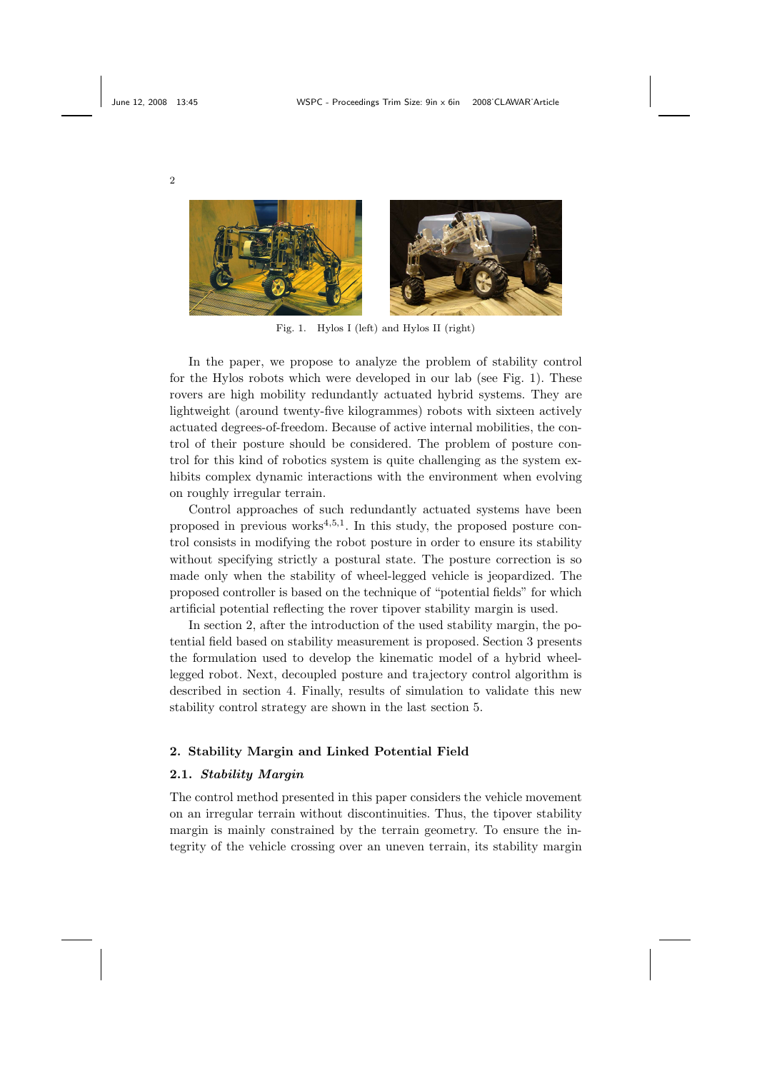Fig. 1. Hylos I (left) and Hylos II (right)

In the paper, we propose to analyze the problem of stability control for the Hylos robots which were developed in our lab (see Fig. 1). These rovers are high mobility redundantly actuated hybrid systems. They are lightweight (around twenty-five kilogrammes) robots with sixteen actively actuated degrees-of-freedom. Because of active internal mobilities, the control of their posture should be considered. The problem of posture control for this kind of robotics system is quite challenging as the system exhibits complex dynamic interactions with the environment when evolving on roughly irregular terrain.

Control approaches of such redundantly actuated systems have been proposed in previous works[4,5,1]. In this study, the proposed posture control consists in modifying the robot posture in order to ensure its stability without specifying strictly a postural state. The posture correction is so made only when the stability of wheel-legged vehicle is jeopardized. The proposed controller is based on the technique of "potential fields" for which artificial potential reflecting the rover tipover stability margin is used.

In section 2, after the introduction of the used stability margin, the potential field based on stability measurement is proposed. Section 3 presents the formulation used to develop the kinematic model of a hybrid wheel-legged robot. Next, decoupled posture and trajectory control algorithm is described in section 4. Finally, results of simulation to validate this new stability control strategy are shown in the last section 5.

## 2. Stability Margin and Linked Potential Field

### 2.1. *Stability Margin*

The control method presented in this paper considers the vehicle movement on an irregular terrain without discontinuities. Thus, the tipover stability margin is mainly constrained by the terrain geometry. To ensure the integrity of the vehicle crossing over an uneven terrain, its stability margin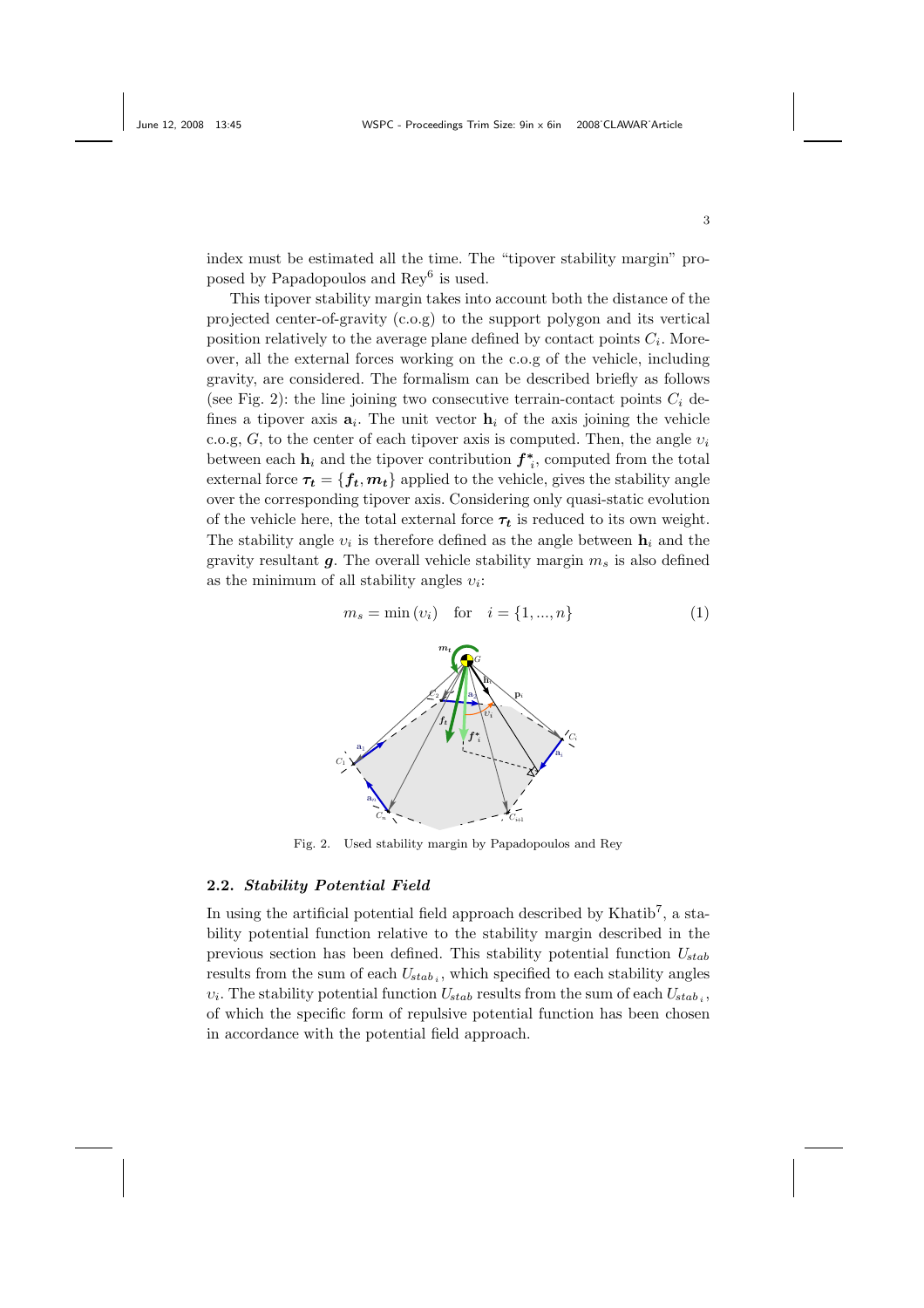index must be estimated all the time. The "tipover stability margin" proposed by Papadopoulos and Rey[6] is used.

This tipover stability margin takes into account both the distance of the projected center-of-gravity (c.o.g) to the support polygon and its vertical position relatively to the average plane defined by contact points $C_i$. Moreover, all the external forces working on the c.o.g of the vehicle, including gravity, are considered. The formalism can be described briefly as follows (see Fig. 2): the line joining two consecutive terrain-contact points $C_i$ defines a tipover axis $\mathbf{a}_i$. The unit vector $\mathbf{h}_i$ of the axis joining the vehicle c.o.g, $G$, to the center of each tipover axis is computed. Then, the angle $\upsilon_i$ between each $\mathbf{h}_i$ and the tipover contribution $\boldsymbol{f}^*_i$, computed from the total external force $\boldsymbol{\tau_t} = \{\boldsymbol{f_t}, \boldsymbol{m_t}\}$ applied to the vehicle, gives the stability angle over the corresponding tipover axis. Considering only quasi-static evolution of the vehicle here, the total external force $\boldsymbol{\tau_t}$ is reduced to its own weight. The stability angle $\upsilon_i$ is therefore defined as the angle between $\mathbf{h}_i$ and the gravity resultant $\boldsymbol{g}$. The overall vehicle stability margin $m_s$ is also defined as the minimum of all stability angles $\upsilon_i$:

$$m_s = \min(\upsilon_i) \quad \text{for} \quad i = \{1, ..., n\} \tag{1}$$

Fig. 2. Used stability margin by Papadopoulos and Rey

## 2.2. *Stability Potential Field*

In using the artificial potential field approach described by Khatib[7], a stability potential function relative to the stability margin described in the previous section has been defined. This stability potential function $U_{stab}$ results from the sum of each $U_{stab_i}$, which specified to each stability angles $\upsilon_i$. The stability potential function $U_{stab}$ results from the sum of each $U_{stab_i}$, of which the specific form of repulsive potential function has been chosen in accordance with the potential field approach.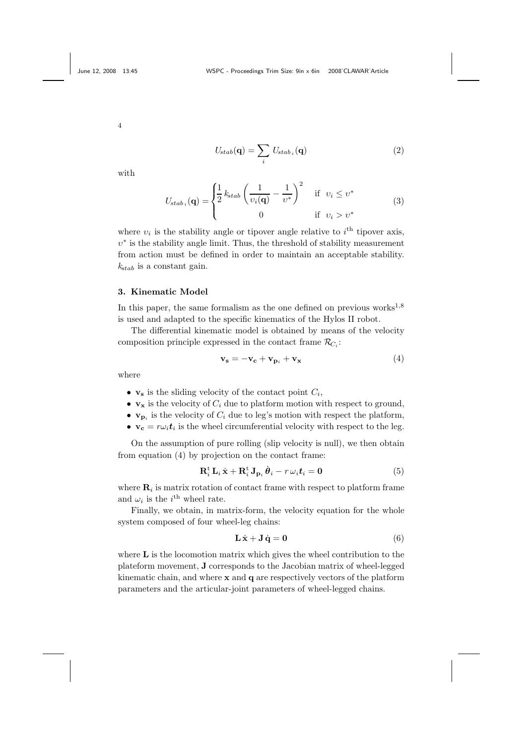$$U_{stab}(\mathbf{q}) = \sum_{i} U_{stab\,i}(\mathbf{q}) \tag{2}$$

with

$$U_{stab\,i}(\mathbf{q}) = \begin{cases} \dfrac{1}{2}\, k_{stab} \left( \dfrac{1}{\upsilon_i(\mathbf{q})} - \dfrac{1}{\upsilon^*} \right)^2 & \text{if } \ \upsilon_i \leq \upsilon^* \\ 0 & \text{if } \ \upsilon_i > \upsilon^* \end{cases} \tag{3}$$

where $\upsilon_i$ is the stability angle or tipover angle relative to $i^{\text{th}}$ tipover axis, $\upsilon^*$ is the stability angle limit. Thus, the threshold of stability measurement from action must be defined in order to maintain an acceptable stability. $k_{stab}$ is a constant gain.

## 3. Kinematic Model

In this paper, the same formalism as the one defined on previous works[1,8] is used and adapted to the specific kinematics of the Hylos II robot.

The differential kinematic model is obtained by means of the velocity composition principle expressed in the contact frame $\mathcal{R}_{C_i}$:

$$\mathbf{v_s} = -\mathbf{v_c} + \mathbf{v}_{\mathbf{p}_i} + \mathbf{v_x} \tag{4}$$

where

- $\mathbf{v_s}$ is the sliding velocity of the contact point $C_i$,
- $\mathbf{v_x}$ is the velocity of $C_i$ due to platform motion with respect to ground,
- $\mathbf{v}_{\mathbf{p}_i}$ is the velocity of $C_i$ due to leg's motion with respect the platform,
- $\mathbf{v_c} = r\omega_i \boldsymbol{t}_i$ is the wheel circumferential velocity with respect to the leg.

On the assumption of pure rolling (slip velocity is null), we then obtain from equation (4) by projection on the contact frame:

$$\mathbf{R}_i^{\text{t}}\, \mathbf{L}_i\, \dot{\mathbf{x}} + \mathbf{R}_i^{\text{t}}\, \mathbf{J}_{\mathbf{p}_i}\, \dot{\boldsymbol{\theta}}_i - r\,\omega_i \boldsymbol{t}_i = \mathbf{0} \tag{5}$$

where $\mathbf{R}_i$ is matrix rotation of contact frame with respect to platform frame and $\omega_i$ is the $i^{\text{th}}$ wheel rate.

Finally, we obtain, in matrix-form, the velocity equation for the whole system composed of four wheel-leg chains:

$$\mathbf{L}\,\dot{\mathbf{x}} + \mathbf{J}\,\dot{\mathbf{q}} = \mathbf{0} \tag{6}$$

where $\mathbf{L}$ is the locomotion matrix which gives the wheel contribution to the plateform movement, $\mathbf{J}$ corresponds to the Jacobian matrix of wheel-legged kinematic chain, and where $\mathbf{x}$ and $\mathbf{q}$ are respectively vectors of the platform parameters and the articular-joint parameters of wheel-legged chains.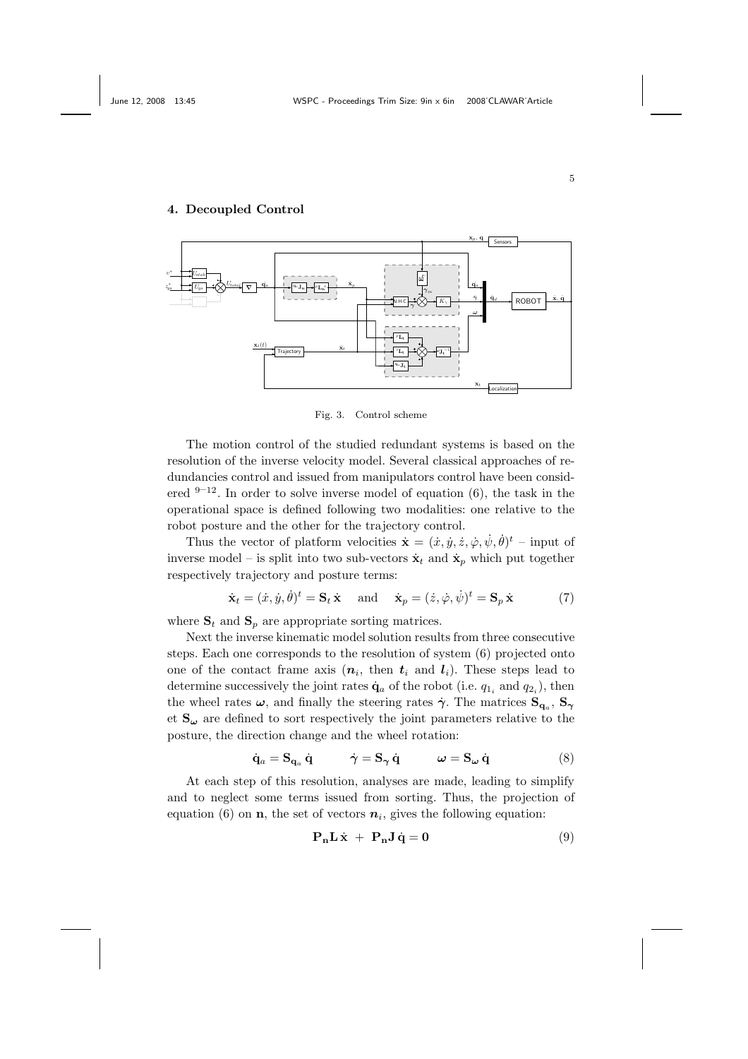## 4. Decoupled Control

Fig. 3. Control scheme

The motion control of the studied redundant systems is based on the resolution of the inverse velocity model. Several classical approaches of redundancies control and issued from manipulators control have been considered [9–12]. In order to solve inverse model of equation (6), the task in the operational space is defined following two modalities: one relative to the robot posture and the other for the trajectory control.

Thus the vector of platform velocities $\dot{\mathbf{x}} = (\dot{x}, \dot{y}, \dot{z}, \dot{\varphi}, \dot{\psi}, \dot{\theta})^t$ – input of inverse model – is split into two sub-vectors $\dot{\mathbf{x}}_t$ and $\dot{\mathbf{x}}_p$ which put together respectively trajectory and posture terms:

$$\dot{\mathbf{x}}_t = (\dot{x}, \dot{y}, \dot{\theta})^t = \mathbf{S}_t \, \dot{\mathbf{x}} \quad \text{and} \quad \dot{\mathbf{x}}_p = (\dot{z}, \dot{\varphi}, \dot{\psi})^t = \mathbf{S}_p \, \dot{\mathbf{x}} \tag{7}$$

where $\mathbf{S}_t$ and $\mathbf{S}_p$ are appropriate sorting matrices.

Next the inverse kinematic model solution results from three consecutive steps. Each one corresponds to the resolution of system (6) projected onto one of the contact frame axis ($\boldsymbol{n}_i$, then $\boldsymbol{t}_i$ and $\boldsymbol{l}_i$). These steps lead to determine successively the joint rates $\dot{\mathbf{q}}_a$ of the robot (i.e. $q_{1_i}$ and $q_{2_i}$), then the wheel rates $\boldsymbol{\omega}$, and finally the steering rates $\dot{\boldsymbol{\gamma}}$. The matrices $\mathbf{S}_{\mathbf{q}_a}$, $\mathbf{S}_{\boldsymbol{\gamma}}$ et $\mathbf{S}_{\boldsymbol{\omega}}$ are defined to sort respectively the joint parameters relative to the posture, the direction change and the wheel rotation:

$$\dot{\mathbf{q}}_a = \mathbf{S}_{\mathbf{q}_a} \, \dot{\mathbf{q}} \qquad \dot{\boldsymbol{\gamma}} = \mathbf{S}_{\boldsymbol{\gamma}} \, \dot{\mathbf{q}} \qquad \boldsymbol{\omega} = \mathbf{S}_{\boldsymbol{\omega}} \, \dot{\mathbf{q}} \tag{8}$$

At each step of this resolution, analyses are made, leading to simplify and to neglect some terms issued from sorting. Thus, the projection of equation (6) on $\mathbf{n}$, the set of vectors $\boldsymbol{n}_i$, gives the following equation:

$$\mathbf{P_n L} \, \dot{\mathbf{x}} \; + \; \mathbf{P_n J} \, \dot{\mathbf{q}} = \mathbf{0} \tag{9}$$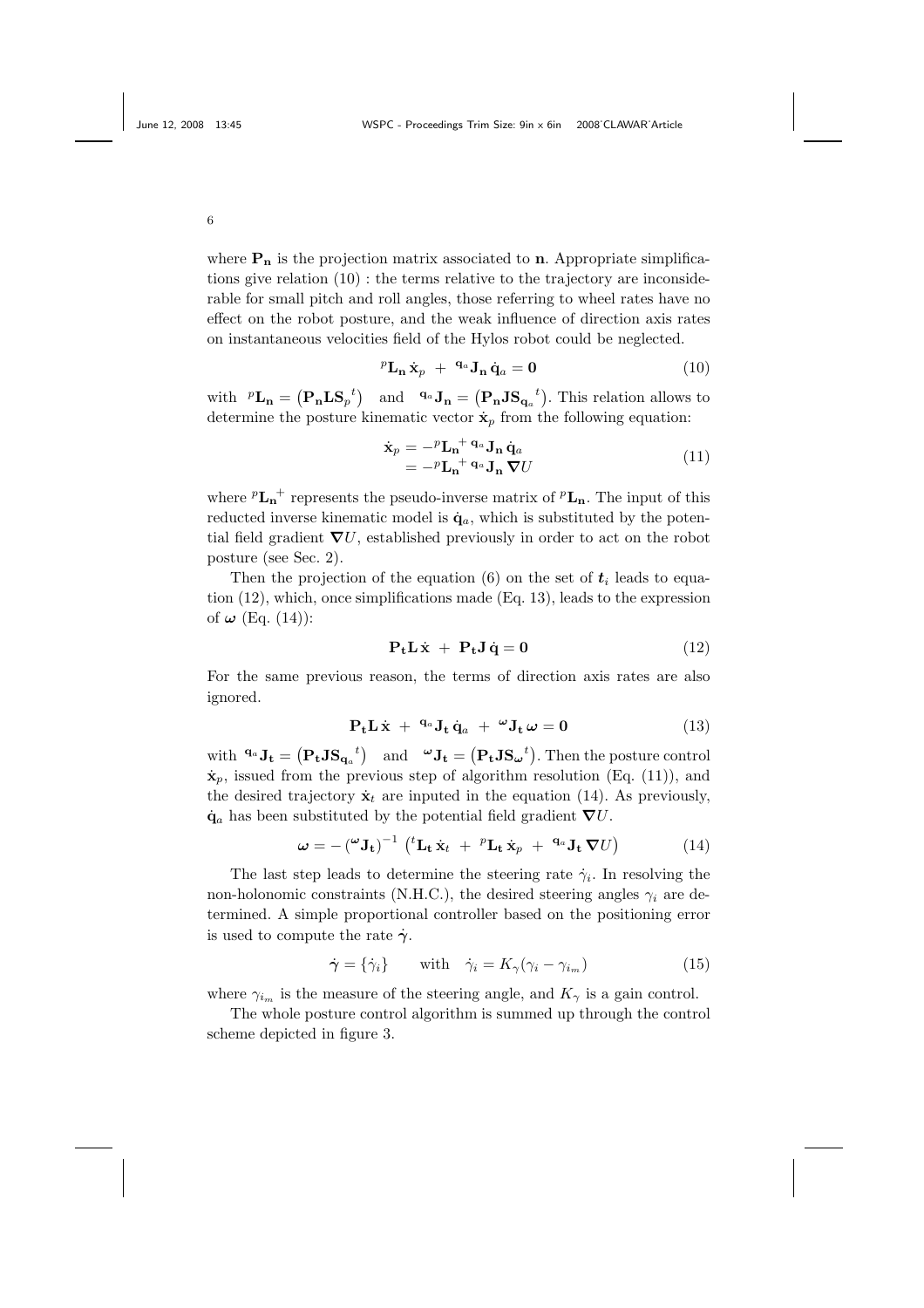where $\mathbf{P_n}$ is the projection matrix associated to $\mathbf{n}$. Appropriate simplifications give relation (10) : the terms relative to the trajectory are inconsiderable for small pitch and roll angles, those referring to wheel rates have no effect on the robot posture, and the weak influence of direction axis rates on instantaneous velocities field of the Hylos robot could be neglected.

$$ {}^{p}\mathbf{L_n}\,\dot{\mathbf{x}}_p \;+\; {}^{\mathbf{q}_a}\mathbf{J_n}\,\dot{\mathbf{q}}_a = \mathbf{0} \tag{10} $$

with ${}^{p}\mathbf{L_n} = \left(\mathbf{P_n}\mathbf{L}\mathbf{S}_p{}^{t}\right)$ and ${}^{\mathbf{q}_a}\mathbf{J_n} = \left(\mathbf{P_n}\mathbf{J}\mathbf{S}_{\mathbf{q}_a}{}^{t}\right)$. This relation allows to determine the posture kinematic vector $\dot{\mathbf{x}}_p$ from the following equation:

$$ \begin{aligned} \dot{\mathbf{x}}_p &= -{}^{p}\mathbf{L_n}^{+}\,{}^{\mathbf{q}_a}\mathbf{J_n}\,\dot{\mathbf{q}}_a \\ &= -{}^{p}\mathbf{L_n}^{+}\,{}^{\mathbf{q}_a}\mathbf{J_n}\,\boldsymbol{\nabla} U \end{aligned} \tag{11} $$

where ${}^{p}\mathbf{L_n}^{+}$ represents the pseudo-inverse matrix of ${}^{p}\mathbf{L_n}$. The input of this reducted inverse kinematic model is $\dot{\mathbf{q}}_a$, which is substituted by the potential field gradient $\boldsymbol{\nabla} U$, established previously in order to act on the robot posture (see Sec. 2).

Then the projection of the equation (6) on the set of $\boldsymbol{t}_i$ leads to equation (12), which, once simplifications made (Eq. 13), leads to the expression of $\boldsymbol{\omega}$ (Eq. (14)):

$$ \mathbf{P_t}\mathbf{L}\,\dot{\mathbf{x}} \;+\; \mathbf{P_t}\mathbf{J}\,\dot{\mathbf{q}} = \mathbf{0} \tag{12} $$

For the same previous reason, the terms of direction axis rates are also ignored.

$$ \mathbf{P_t}\mathbf{L}\,\dot{\mathbf{x}} \;+\; {}^{\mathbf{q}_a}\mathbf{J_t}\,\dot{\mathbf{q}}_a \;+\; {}^{\boldsymbol{\omega}}\mathbf{J_t}\,\boldsymbol{\omega} = \mathbf{0} \tag{13} $$

with ${}^{\mathbf{q}_a}\mathbf{J_t} = \left(\mathbf{P_t}\mathbf{J}\mathbf{S}_{\mathbf{q}_a}{}^{t}\right)$ and ${}^{\boldsymbol{\omega}}\mathbf{J_t} = \left(\mathbf{P_t}\mathbf{J}\mathbf{S}_{\boldsymbol{\omega}}{}^{t}\right)$. Then the posture control $\dot{\mathbf{x}}_p$, issued from the previous step of algorithm resolution (Eq. (11)), and the desired trajectory $\dot{\mathbf{x}}_t$ are inputed in the equation (14). As previously, $\dot{\mathbf{q}}_a$ has been substituted by the potential field gradient $\boldsymbol{\nabla} U$.

$$ \boldsymbol{\omega} = -\left({}^{\boldsymbol{\omega}}\mathbf{J_t}\right)^{-1}\left({}^{t}\mathbf{L_t}\,\dot{\mathbf{x}}_t \;+\; {}^{p}\mathbf{L_t}\,\dot{\mathbf{x}}_p \;+\; {}^{\mathbf{q}_a}\mathbf{J_t}\,\boldsymbol{\nabla} U\right) \tag{14} $$

The last step leads to determine the steering rate $\dot{\gamma}_i$. In resolving the non-holonomic constraints (N.H.C.), the desired steering angles $\gamma_i$ are determined. A simple proportional controller based on the positioning error is used to compute the rate $\dot{\boldsymbol{\gamma}}$.

$$ \dot{\boldsymbol{\gamma}} = \{\dot{\gamma}_i\} \qquad \text{with} \quad \dot{\gamma}_i = K_\gamma(\gamma_i - \gamma_{i_m}) \tag{15} $$

where $\gamma_{i_m}$ is the measure of the steering angle, and $K_\gamma$ is a gain control.

The whole posture control algorithm is summed up through the control scheme depicted in figure 3.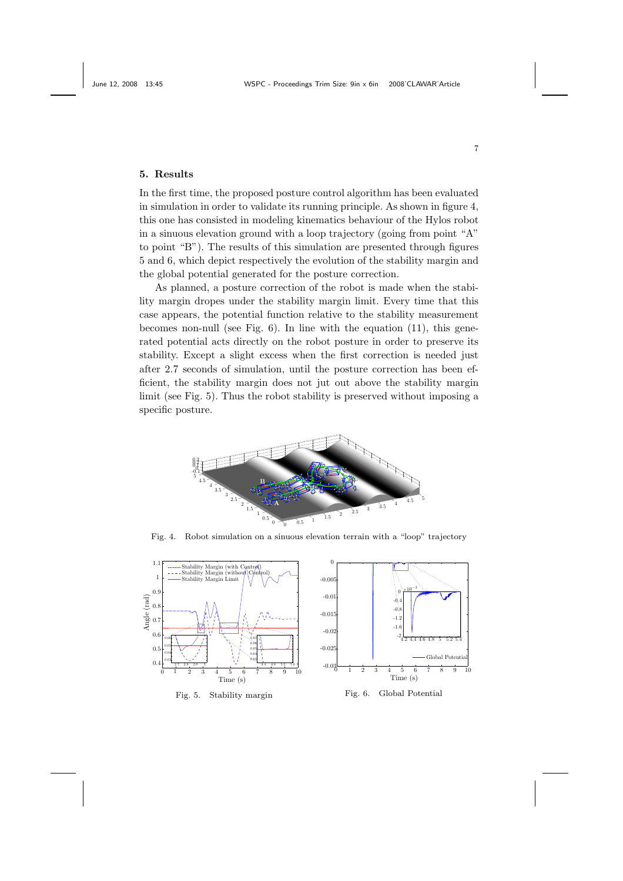## 5. Results

In the first time, the proposed posture control algorithm has been evaluated in simulation in order to validate its running principle. As shown in figure 4, this one has consisted in modeling kinematics behaviour of the Hylos robot in a sinuous elevation ground with a loop trajectory (going from point "A" to point "B"). The results of this simulation are presented through figures 5 and 6, which depict respectively the evolution of the stability margin and the global potential generated for the posture correction.

As planned, a posture correction of the robot is made when the stability margin dropes under the stability margin limit. Every time that this case appears, the potential function relative to the stability measurement becomes non-null (see Fig. 6). In line with the equation (11), this generated potential acts directly on the robot posture in order to preserve its stability. Except a slight excess when the first correction is needed just after 2.7 seconds of simulation, until the posture correction has been efficient, the stability margin does not jut out above the stability margin limit (see Fig. 5). Thus the robot stability is preserved without imposing a specific posture.

Fig. 4. Robot simulation on a sinuous elevation terrain with a "loop" trajectory

Fig. 5. Stability margin

Fig. 6. Global Potential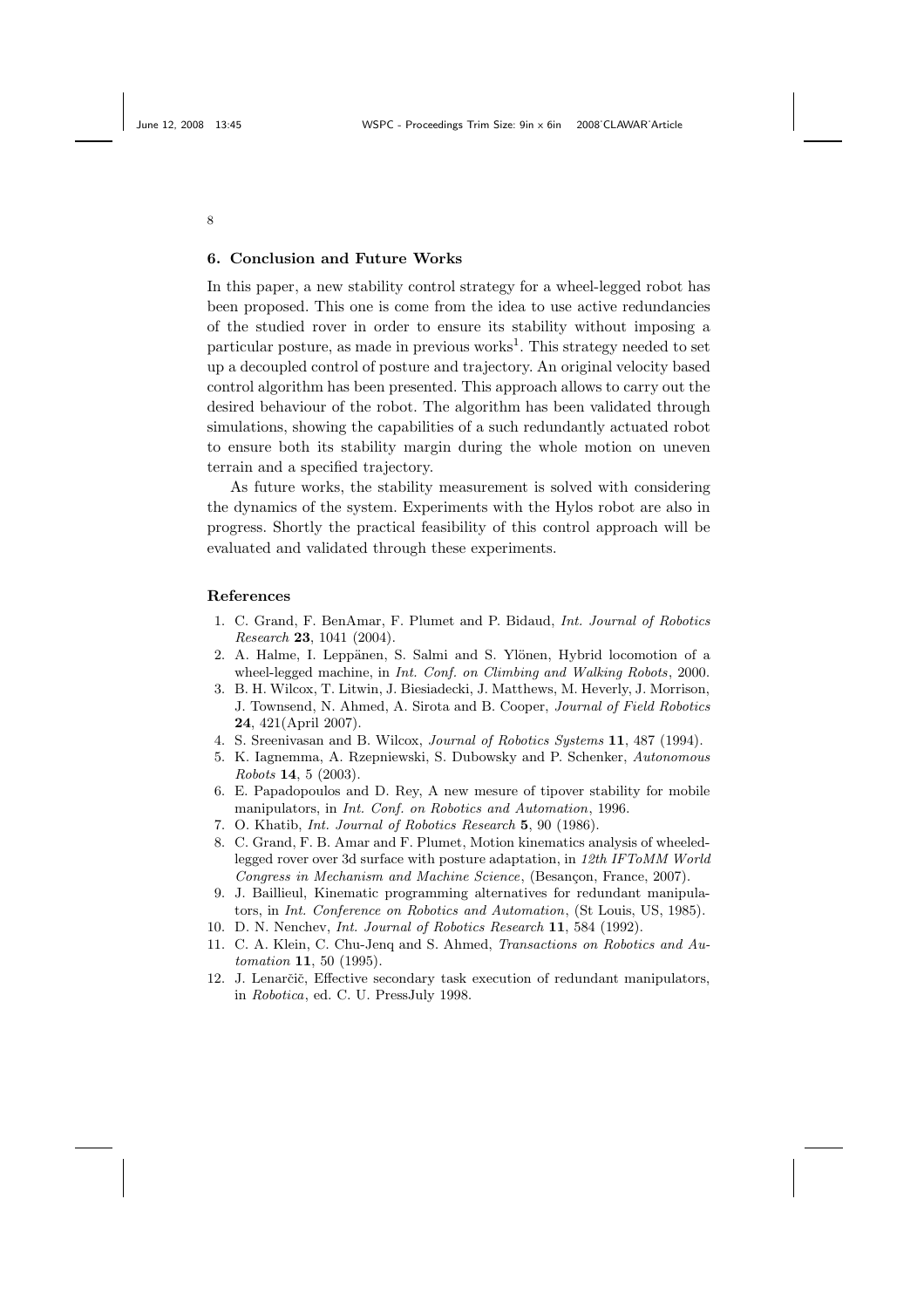## 6. Conclusion and Future Works

In this paper, a new stability control strategy for a wheel-legged robot has been proposed. This one is come from the idea to use active redundancies of the studied rover in order to ensure its stability without imposing a particular posture, as made in previous works[1]. This strategy needed to set up a decoupled control of posture and trajectory. An original velocity based control algorithm has been presented. This approach allows to carry out the desired behaviour of the robot. The algorithm has been validated through simulations, showing the capabilities of a such redundantly actuated robot to ensure both its stability margin during the whole motion on uneven terrain and a specified trajectory.

As future works, the stability measurement is solved with considering the dynamics of the system. Experiments with the Hylos robot are also in progress. Shortly the practical feasibility of this control approach will be evaluated and validated through these experiments.

## References

1. C. Grand, F. BenAmar, F. Plumet and P. Bidaud, *Int. Journal of Robotics Research* **23**, 1041 (2004).
2. A. Halme, I. Leppänen, S. Salmi and S. Ylönen, Hybrid locomotion of a wheel-legged machine, in *Int. Conf. on Climbing and Walking Robots*, 2000.
3. B. H. Wilcox, T. Litwin, J. Biesiadecki, J. Matthews, M. Heverly, J. Morrison, J. Townsend, N. Ahmed, A. Sirota and B. Cooper, *Journal of Field Robotics* **24**, 421(April 2007).
4. S. Sreenivasan and B. Wilcox, *Journal of Robotics Systems* **11**, 487 (1994).
5. K. Iagnemma, A. Rzepniewski, S. Dubowsky and P. Schenker, *Autonomous Robots* **14**, 5 (2003).
6. E. Papadopoulos and D. Rey, A new mesure of tipover stability for mobile manipulators, in *Int. Conf. on Robotics and Automation*, 1996.
7. O. Khatib, *Int. Journal of Robotics Research* **5**, 90 (1986).
8. C. Grand, F. B. Amar and F. Plumet, Motion kinematics analysis of wheeled-legged rover over 3d surface with posture adaptation, in *12th IFToMM World Congress in Mechanism and Machine Science*, (Besançon, France, 2007).
9. J. Baillieul, Kinematic programming alternatives for redundant manipulators, in *Int. Conference on Robotics and Automation*, (St Louis, US, 1985).
10. D. N. Nenchev, *Int. Journal of Robotics Research* **11**, 584 (1992).
11. C. A. Klein, C. Chu-Jenq and S. Ahmed, *Transactions on Robotics and Automation* **11**, 50 (1995).
12. J. Lenarčič, Effective secondary task execution of redundant manipulators, in *Robotica*, ed. C. U. PressJuly 1998.